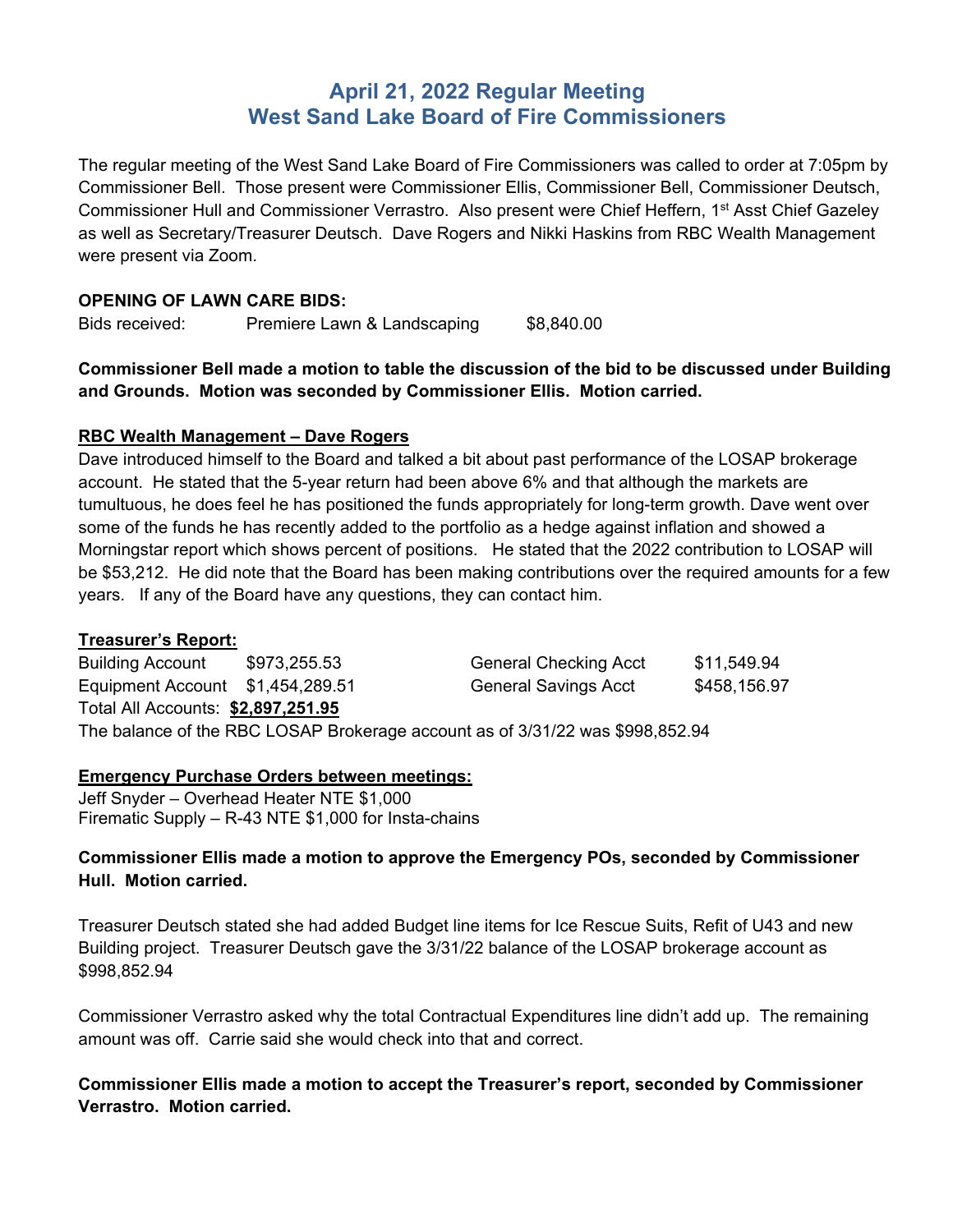# April 21, 2022 Regular Meeting
# West Sand Lake Board of Fire Commissioners

The regular meeting of the West Sand Lake Board of Fire Commissioners was called to order at 7:05pm by Commissioner Bell. Those present were Commissioner Ellis, Commissioner Bell, Commissioner Deutsch, Commissioner Hull and Commissioner Verrastro. Also present were Chief Heffern, 1st Asst Chief Gazeley as well as Secretary/Treasurer Deutsch. Dave Rogers and Nikki Haskins from RBC Wealth Management were present via Zoom.

**OPENING OF LAWN CARE BIDS:**

Bids received: Premiere Lawn & Landscaping $8,840.00

**Commissioner Bell made a motion to table the discussion of the bid to be discussed under Building and Grounds. Motion was seconded by Commissioner Ellis. Motion carried.**

**RBC Wealth Management – Dave Rogers**

Dave introduced himself to the Board and talked a bit about past performance of the LOSAP brokerage account. He stated that the 5-year return had been above 6% and that although the markets are tumultuous, he does feel he has positioned the funds appropriately for long-term growth. Dave went over some of the funds he has recently added to the portfolio as a hedge against inflation and showed a Morningstar report which shows percent of positions. He stated that the 2022 contribution to LOSAP will be $53,212. He did note that the Board has been making contributions over the required amounts for a few years. If any of the Board have any questions, they can contact him.

**Treasurer's Report:**

| | | | |
|---|---|---|---|
| Building Account | $973,255.53 | General Checking Acct | $11,549.94 |
| Equipment Account | $1,454,289.51 | General Savings Acct | $458,156.97 |

Total All Accounts: **$2,897,251.95**

The balance of the RBC LOSAP Brokerage account as of 3/31/22 was $998,852.94

**Emergency Purchase Orders between meetings:**

Jeff Snyder – Overhead Heater NTE $1,000
Firematic Supply – R-43 NTE $1,000 for Insta-chains

**Commissioner Ellis made a motion to approve the Emergency POs, seconded by Commissioner Hull. Motion carried.**

Treasurer Deutsch stated she had added Budget line items for Ice Rescue Suits, Refit of U43 and new Building project. Treasurer Deutsch gave the 3/31/22 balance of the LOSAP brokerage account as $998,852.94

Commissioner Verrastro asked why the total Contractual Expenditures line didn't add up. The remaining amount was off. Carrie said she would check into that and correct.

**Commissioner Ellis made a motion to accept the Treasurer's report, seconded by Commissioner Verrastro. Motion carried.**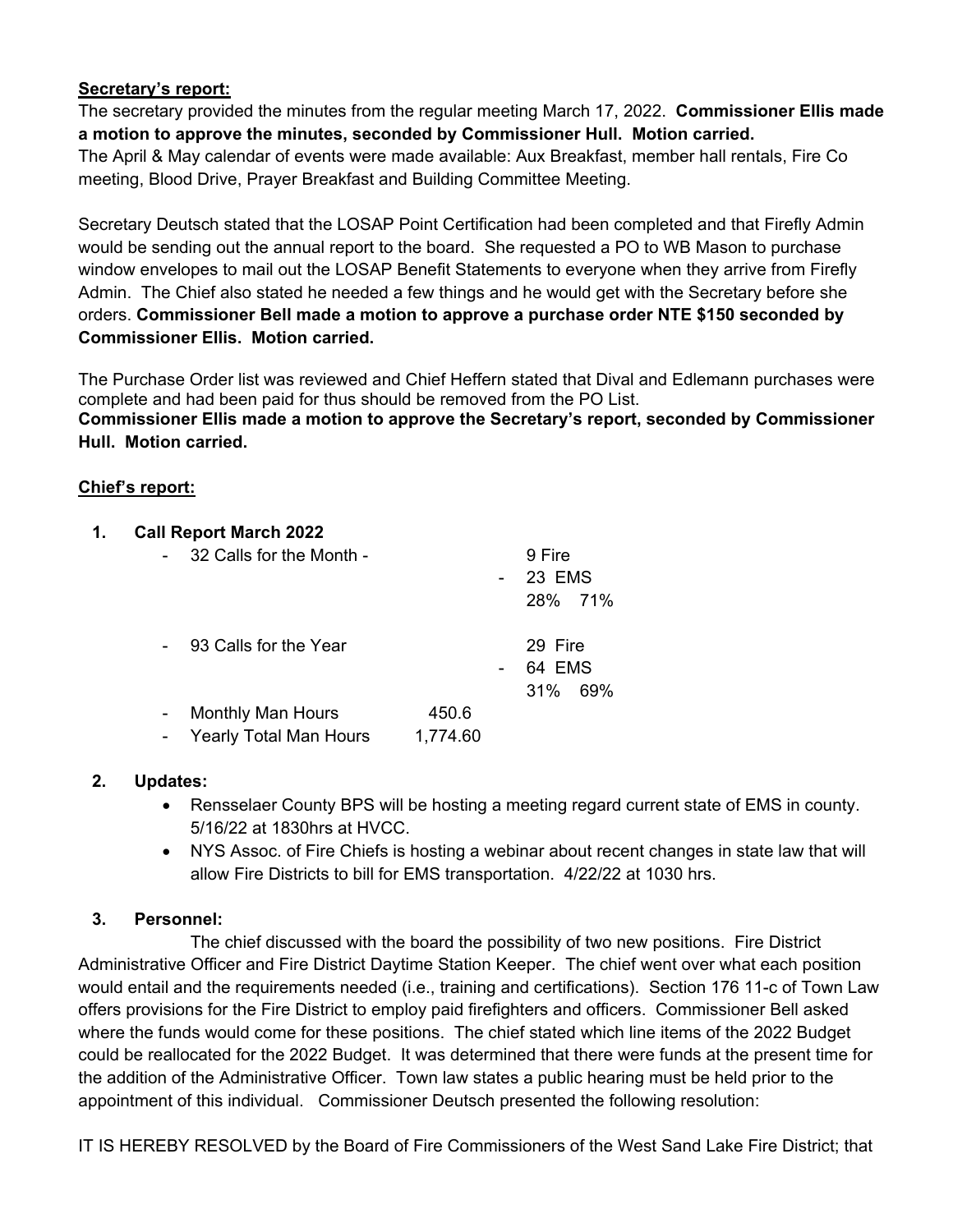**Secretary's report:**

The secretary provided the minutes from the regular meeting March 17, 2022. **Commissioner Ellis made a motion to approve the minutes, seconded by Commissioner Hull. Motion carried.**

The April & May calendar of events were made available: Aux Breakfast, member hall rentals, Fire Co meeting, Blood Drive, Prayer Breakfast and Building Committee Meeting.

Secretary Deutsch stated that the LOSAP Point Certification had been completed and that Firefly Admin would be sending out the annual report to the board. She requested a PO to WB Mason to purchase window envelopes to mail out the LOSAP Benefit Statements to everyone when they arrive from Firefly Admin. The Chief also stated he needed a few things and he would get with the Secretary before she orders. **Commissioner Bell made a motion to approve a purchase order NTE $150 seconded by Commissioner Ellis. Motion carried.**

The Purchase Order list was reviewed and Chief Heffern stated that Dival and Edlemann purchases were complete and had been paid for thus should be removed from the PO List.

**Commissioner Ellis made a motion to approve the Secretary's report, seconded by Commissioner Hull. Motion carried.**

**Chief's report:**

1. **Call Report March 2022**
   - 32 Calls for the Month -
     - 9 Fire
     - 23 EMS
     - 28% 71%
   - 93 Calls for the Year
     - 29 Fire
     - 64 EMS
     - 31% 69%
   - Monthly Man Hours 450.6
   - Yearly Total Man Hours 1,774.60

2. **Updates:**
   - Rensselaer County BPS will be hosting a meeting regard current state of EMS in county. 5/16/22 at 1830hrs at HVCC.
   - NYS Assoc. of Fire Chiefs is hosting a webinar about recent changes in state law that will allow Fire Districts to bill for EMS transportation. 4/22/22 at 1030 hrs.

3. **Personnel:**

The chief discussed with the board the possibility of two new positions. Fire District Administrative Officer and Fire District Daytime Station Keeper. The chief went over what each position would entail and the requirements needed (i.e., training and certifications). Section 176 11-c of Town Law offers provisions for the Fire District to employ paid firefighters and officers. Commissioner Bell asked where the funds would come for these positions. The chief stated which line items of the 2022 Budget could be reallocated for the 2022 Budget. It was determined that there were funds at the present time for the addition of the Administrative Officer. Town law states a public hearing must be held prior to the appointment of this individual. Commissioner Deutsch presented the following resolution:

IT IS HEREBY RESOLVED by the Board of Fire Commissioners of the West Sand Lake Fire District; that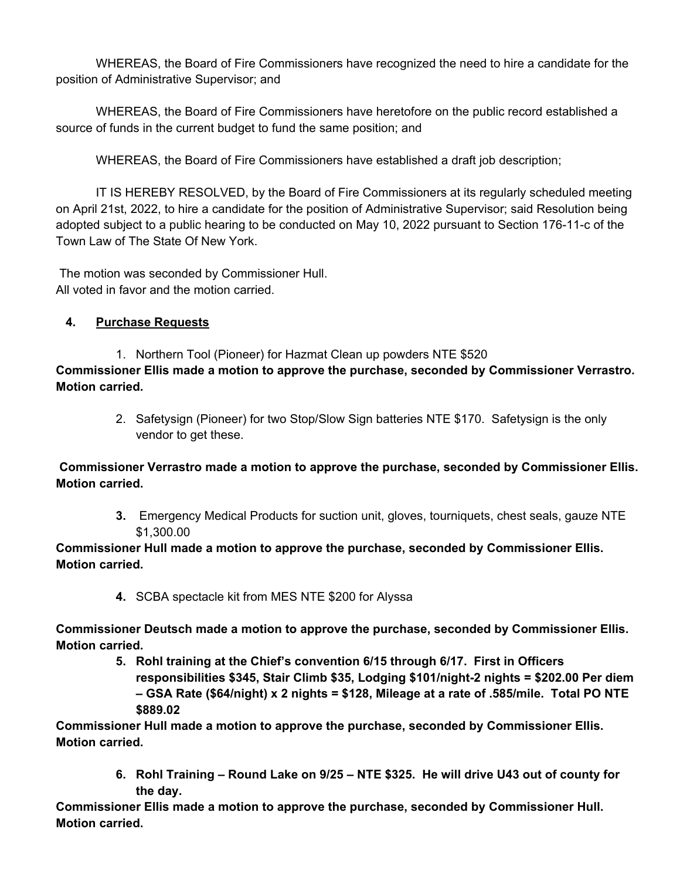WHEREAS, the Board of Fire Commissioners have recognized the need to hire a candidate for the position of Administrative Supervisor; and

WHEREAS, the Board of Fire Commissioners have heretofore on the public record established a source of funds in the current budget to fund the same position; and

WHEREAS, the Board of Fire Commissioners have established a draft job description;

IT IS HEREBY RESOLVED, by the Board of Fire Commissioners at its regularly scheduled meeting on April 21st, 2022, to hire a candidate for the position of Administrative Supervisor; said Resolution being adopted subject to a public hearing to be conducted on May 10, 2022 pursuant to Section 176-11-c of the Town Law of The State Of New York.

The motion was seconded by Commissioner Hull.
All voted in favor and the motion carried.

**4. Purchase Requests**

1. Northern Tool (Pioneer) for Hazmat Clean up powders NTE $520

**Commissioner Ellis made a motion to approve the purchase, seconded by Commissioner Verrastro. Motion carried.**

2. Safetysign (Pioneer) for two Stop/Slow Sign batteries NTE $170. Safetysign is the only vendor to get these.

**Commissioner Verrastro made a motion to approve the purchase, seconded by Commissioner Ellis. Motion carried.**

3. Emergency Medical Products for suction unit, gloves, tourniquets, chest seals, gauze NTE $1,300.00

**Commissioner Hull made a motion to approve the purchase, seconded by Commissioner Ellis. Motion carried.**

4. SCBA spectacle kit from MES NTE $200 for Alyssa

**Commissioner Deutsch made a motion to approve the purchase, seconded by Commissioner Ellis. Motion carried.**

5. **Rohl training at the Chief's convention 6/15 through 6/17. First in Officers responsibilities $345, Stair Climb $35, Lodging $101/night-2 nights = $202.00 Per diem – GSA Rate ($64/night) x 2 nights = $128, Mileage at a rate of .585/mile. Total PO NTE $889.02**

**Commissioner Hull made a motion to approve the purchase, seconded by Commissioner Ellis. Motion carried.**

6. **Rohl Training – Round Lake on 9/25 – NTE $325. He will drive U43 out of county for the day.**

**Commissioner Ellis made a motion to approve the purchase, seconded by Commissioner Hull. Motion carried.**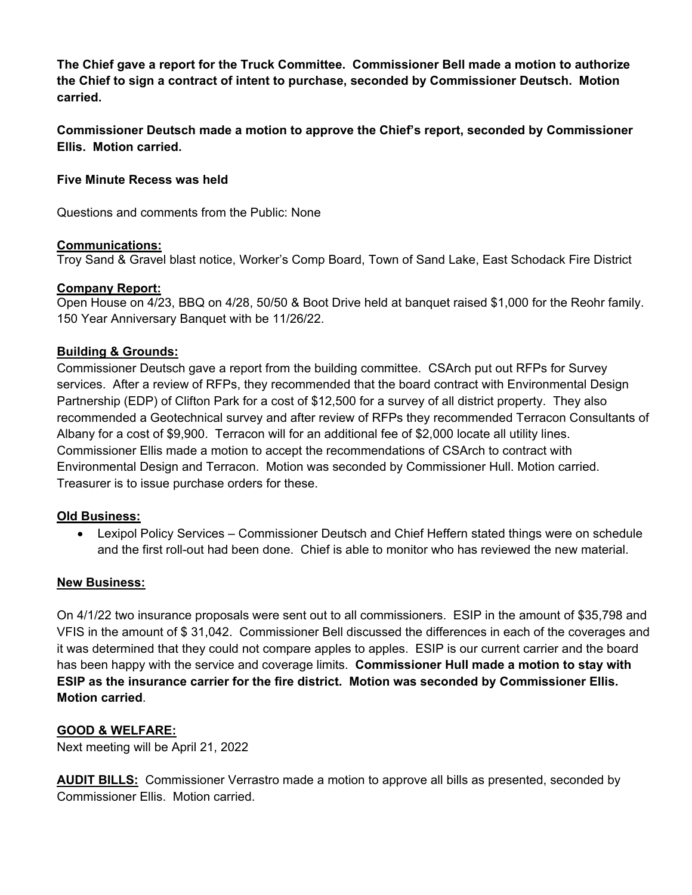**The Chief gave a report for the Truck Committee. Commissioner Bell made a motion to authorize the Chief to sign a contract of intent to purchase, seconded by Commissioner Deutsch. Motion carried.**

**Commissioner Deutsch made a motion to approve the Chief's report, seconded by Commissioner Ellis. Motion carried.**

**Five Minute Recess was held**

Questions and comments from the Public: None

**Communications:**
Troy Sand & Gravel blast notice, Worker's Comp Board, Town of Sand Lake, East Schodack Fire District

**Company Report:**
Open House on 4/23, BBQ on 4/28, 50/50 & Boot Drive held at banquet raised $1,000 for the Reohr family. 150 Year Anniversary Banquet with be 11/26/22.

**Building & Grounds:**
Commissioner Deutsch gave a report from the building committee. CSArch put out RFPs for Survey services. After a review of RFPs, they recommended that the board contract with Environmental Design Partnership (EDP) of Clifton Park for a cost of $12,500 for a survey of all district property. They also recommended a Geotechnical survey and after review of RFPs they recommended Terracon Consultants of Albany for a cost of $9,900. Terracon will for an additional fee of $2,000 locate all utility lines. Commissioner Ellis made a motion to accept the recommendations of CSArch to contract with Environmental Design and Terracon. Motion was seconded by Commissioner Hull. Motion carried. Treasurer is to issue purchase orders for these.

**Old Business:**

- Lexipol Policy Services – Commissioner Deutsch and Chief Heffern stated things were on schedule and the first roll-out had been done. Chief is able to monitor who has reviewed the new material.

**New Business:**

On 4/1/22 two insurance proposals were sent out to all commissioners. ESIP in the amount of $35,798 and VFIS in the amount of $ 31,042. Commissioner Bell discussed the differences in each of the coverages and it was determined that they could not compare apples to apples. ESIP is our current carrier and the board has been happy with the service and coverage limits. **Commissioner Hull made a motion to stay with ESIP as the insurance carrier for the fire district. Motion was seconded by Commissioner Ellis. Motion carried**.

**GOOD & WELFARE:**
Next meeting will be April 21, 2022

**AUDIT BILLS:** Commissioner Verrastro made a motion to approve all bills as presented, seconded by Commissioner Ellis. Motion carried.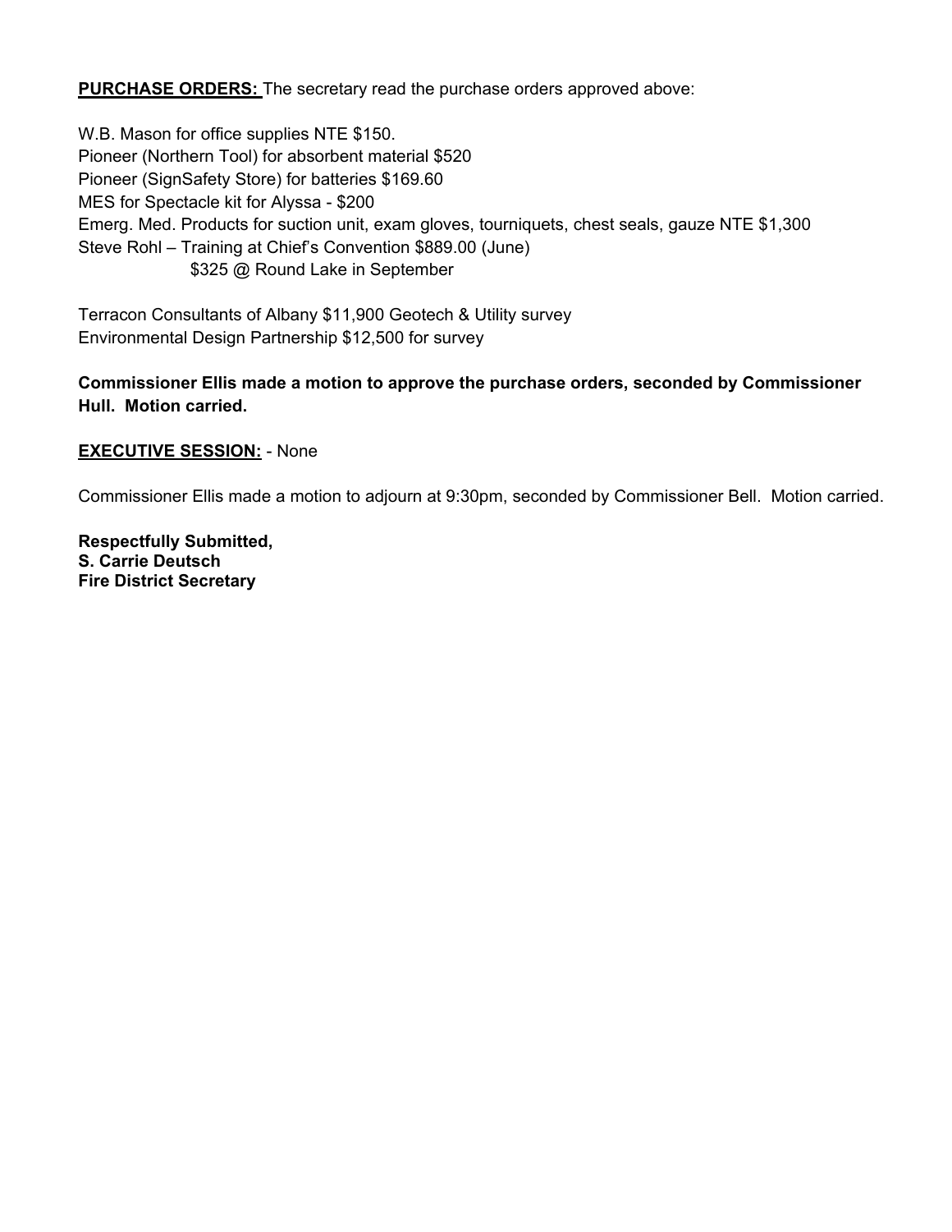**PURCHASE ORDERS:** The secretary read the purchase orders approved above:

W.B. Mason for office supplies NTE $150.
Pioneer (Northern Tool) for absorbent material $520
Pioneer (SignSafety Store) for batteries $169.60
MES for Spectacle kit for Alyssa - $200
Emerg. Med. Products for suction unit, exam gloves, tourniquets, chest seals, gauze NTE $1,300
Steve Rohl – Training at Chief's Convention $889.00 (June)
$325 @ Round Lake in September

Terracon Consultants of Albany $11,900 Geotech & Utility survey
Environmental Design Partnership $12,500 for survey

**Commissioner Ellis made a motion to approve the purchase orders, seconded by Commissioner Hull. Motion carried.**

**EXECUTIVE SESSION:** - None

Commissioner Ellis made a motion to adjourn at 9:30pm, seconded by Commissioner Bell. Motion carried.

**Respectfully Submitted,**
**S. Carrie Deutsch**
**Fire District Secretary**